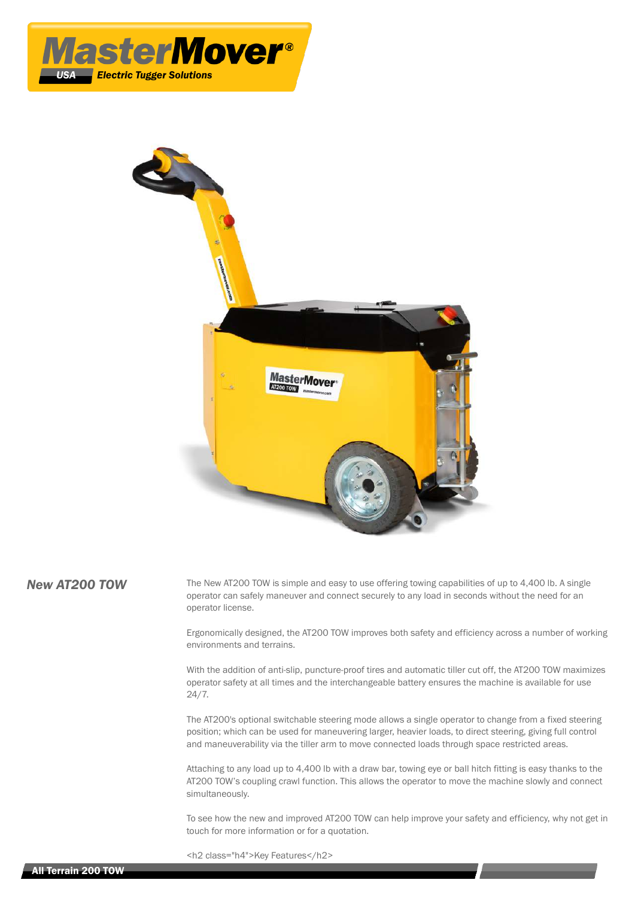MasterMover® USA Electric Tugger Solutions

## *New AT200 TOW*

The New AT200 TOW is simple and easy to use offering towing capabilities of up to 4,400 lb. A single operator can safely maneuver and connect securely to any load in seconds without the need for an operator license.

Ergonomically designed, the AT200 TOW improves both safety and efficiency across a number of working environments and terrains.

With the addition of anti-slip, puncture-proof tires and automatic tiller cut off, the AT200 TOW maximizes operator safety at all times and the interchangeable battery ensures the machine is available for use 24/7.

The AT200's optional switchable steering mode allows a single operator to change from a fixed steering position; which can be used for maneuvering larger, heavier loads, to direct steering, giving full control and maneuverability via the tiller arm to move connected loads through space restricted areas.

Attaching to any load up to 4,400 lb with a draw bar, towing eye or ball hitch fitting is easy thanks to the AT200 TOW's coupling crawl function. This allows the operator to move the machine slowly and connect simultaneously.

To see how the new and improved AT200 TOW can help improve your safety and efficiency, why not get in touch for more information or for a quotation.

<h2 class="h4">Key Features</h2>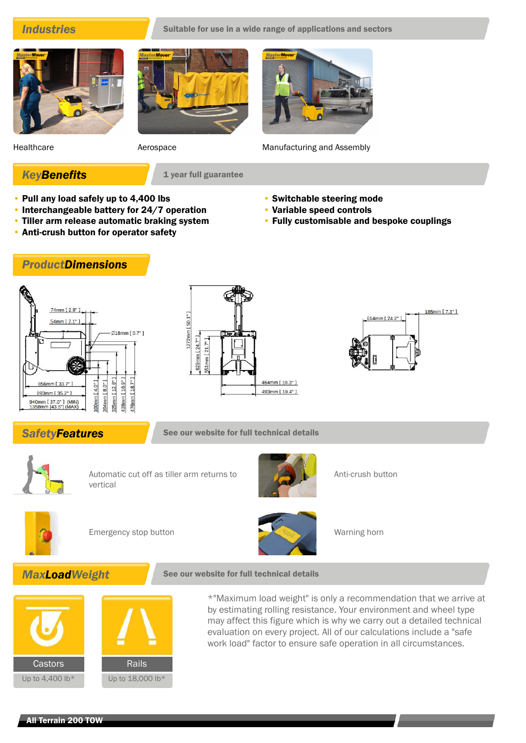## Industries

Suitable for use in a wide range of applications and sectors

Healthcare

Aerospace

Manufacturing and Assembly

## KeyBenefits

1 year full guarantee

- **Pull any load safely up to 4,400 lbs**
- **Interchangeable battery for 24/7 operation**
- **Tiller arm release automatic braking system**
- **Anti-crush button for operator safety**
- **Switchable steering mode**
- **Variable speed controls**
- **Fully customisable and bespoke couplings**

## ProductDimensions

74mm [ 2.9" ]
54mm [ 2.1" ]
Ø18mm [ 0.7" ]
856mm [ 33.7" ]
893mm [ 35.2" ]
940mm [ 37.0" ] (MIN)
1358mm [43.5"] (MAX)
100mm [ 4.0" ]
204mm [ 8.0" ]
325mm [ 12.8" ]
428mm [ 16.9" ]
476mm [ 18.7" ]

1272mm [ 50.1" ]
629mm [ 24.7" ]
551mm [ 21.7" ]
464mm [ 18.3" ]
493mm [ 19.4" ]

614mm [ 24.2" ]
185mm [ 7.3" ]

## SafetyFeatures

See our website for full technical details

Automatic cut off as tiller arm returns to vertical

Anti-crush button

Emergency stop button

Warning horn

## MaxLoadWeight

See our website for full technical details

Castors
Up to 4,400 lb*

Rails
Up to 18,000 lb*

*"Maximum load weight" is only a recommendation that we arrive at by estimating rolling resistance. Your environment and wheel type may affect this figure which is why we carry out a detailed technical evaluation on every project. All of our calculations include a "safe work load" factor to ensure safe operation in all circumstances.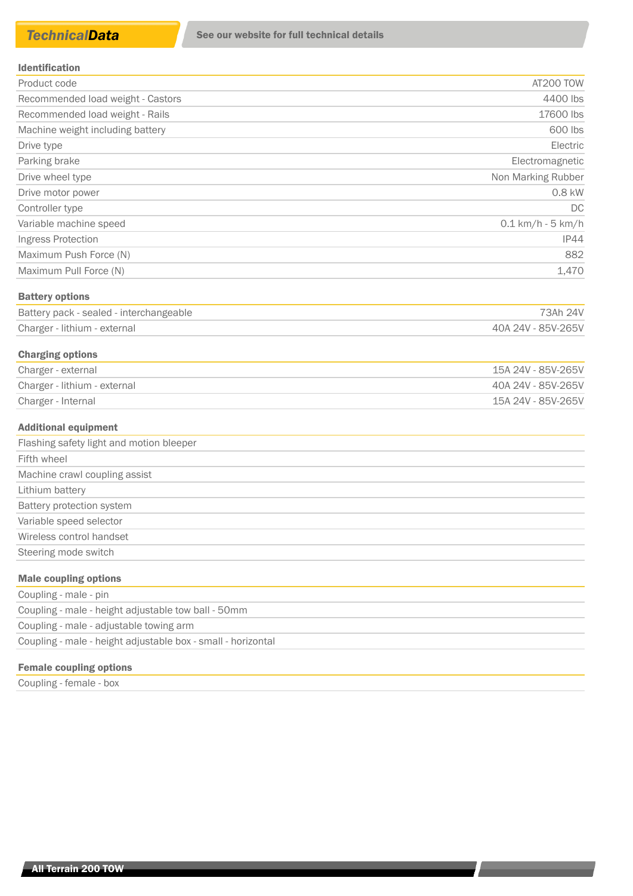# *TechnicalData*

**See our website for full technical details**

| **Identification** | |
|---|---|
| Product code | AT200 TOW |
| Recommended load weight - Castors | 4400 lbs |
| Recommended load weight - Rails | 17600 lbs |
| Machine weight including battery | 600 lbs |
| Drive type | Electric |
| Parking brake | Electromagnetic |
| Drive wheel type | Non Marking Rubber |
| Drive motor power | 0.8 kW |
| Controller type | DC |
| Variable machine speed | 0.1 km/h - 5 km/h |
| Ingress Protection | IP44 |
| Maximum Push Force (N) | 882 |
| Maximum Pull Force (N) | 1,470 |

| **Battery options** | |
|---|---|
| Battery pack - sealed - interchangeable | 73Ah 24V |
| Charger - lithium - external | 40A 24V - 85V-265V |

| **Charging options** | |
|---|---|
| Charger - external | 15A 24V - 85V-265V |
| Charger - lithium - external | 40A 24V - 85V-265V |
| Charger - Internal | 15A 24V - 85V-265V |

| **Additional equipment** |
|---|
| Flashing safety light and motion bleeper |
| Fifth wheel |
| Machine crawl coupling assist |
| Lithium battery |
| Battery protection system |
| Variable speed selector |
| Wireless control handset |
| Steering mode switch |

| **Male coupling options** |
|---|
| Coupling - male - pin |
| Coupling - male - height adjustable tow ball - 50mm |
| Coupling - male - adjustable towing arm |
| Coupling - male - height adjustable box - small - horizontal |

| **Female coupling options** |
|---|
| Coupling - female - box |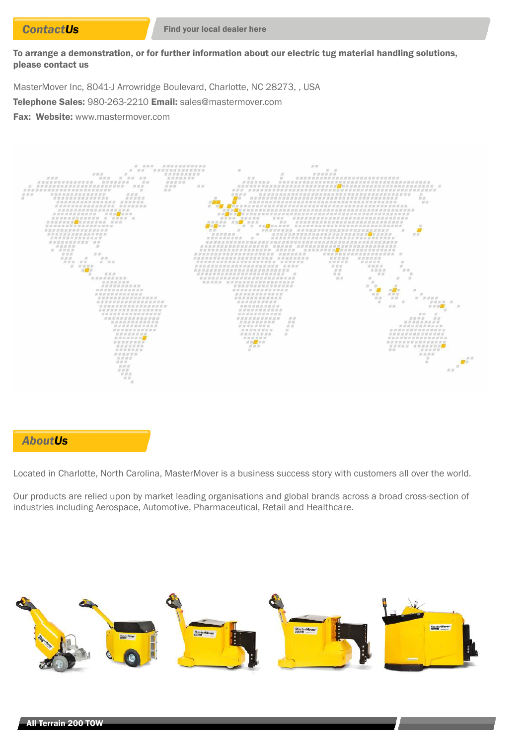## ContactUs

Find your local dealer here

**To arrange a demonstration, or for further information about our electric tug material handling solutions, please contact us**

MasterMover Inc, 8041-J Arrowridge Boulevard, Charlotte, NC 28273, , USA

**Telephone Sales:** 980-263-2210 **Email:** sales@mastermover.com

**Fax: Website:** www.mastermover.com

## AboutUs

Located in Charlotte, North Carolina, MasterMover is a business success story with customers all over the world.

Our products are relied upon by market leading organisations and global brands across a broad cross-section of industries including Aerospace, Automotive, Pharmaceutical, Retail and Healthcare.

All Terrain 200 TOW